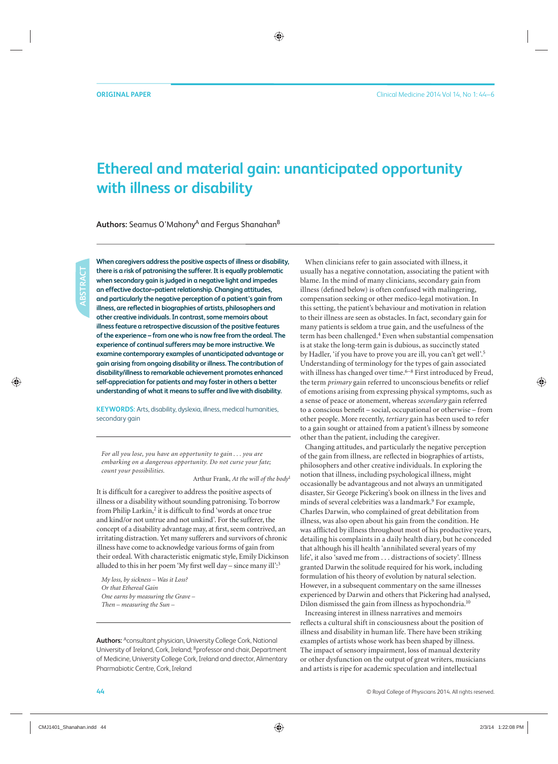ORIGINAL PAPER

# Ethereal and material gain: unanticipated opportunity with illness or disability

**Authors:** Seamus O'Mahony[A] and Fergus Shanahan[B]

**ABSTRACT**

**When caregivers address the positive aspects of illness or disability, there is a risk of patronising the sufferer. It is equally problematic when secondary gain is judged in a negative light and impedes an effective doctor–patient relationship. Changing attitudes, and particularly the negative perception of a patient's gain from illness, are reflected in biographies of artists, philosophers and other creative individuals. In contrast, some memoirs about illness feature a retrospective discussion of the positive features of the experience – from one who is now free from the ordeal. The experience of continual sufferers may be more instructive. We examine contemporary examples of unanticipated advantage or gain arising from ongoing disability or illness. The contribution of disability/illness to remarkable achievement promotes enhanced self-appreciation for patients and may foster in others a better understanding of what it means to suffer and live with disability.**

**KEYWORDS:** Arts, disability, dyslexia, illness, medical humanities, secondary gain

> *For all you lose, you have an opportunity to gain . . . you are embarking on a dangerous opportunity. Do not curse your fate; count your possibilities.*
>
> Arthur Frank, *At the will of the body*[1]

It is difficult for a caregiver to address the positive aspects of illness or a disability without sounding patronising. To borrow from Philip Larkin,[2] it is difficult to find 'words at once true and kind/or not untrue and not unkind'. For the sufferer, the concept of a disability advantage may, at first, seem contrived, an irritating distraction. Yet many sufferers and survivors of chronic illness have come to acknowledge various forms of gain from their ordeal. With characteristic enigmatic style, Emily Dickinson alluded to this in her poem 'My first well day – since many ill':[3]

> *My loss, by sickness – Was it Loss?*
> *Or that Ethereal Gain*
> *One earns by measuring the Grave –*
> *Then – measuring the Sun –*

**Authors:** [A]consultant physician, University College Cork, National University of Ireland, Cork, Ireland; [B]professor and chair, Department of Medicine, University College Cork, Ireland and director, Alimentary Pharmabiotic Centre, Cork, Ireland

When clinicians refer to gain associated with illness, it usually has a negative connotation, associating the patient with blame. In the mind of many clinicians, secondary gain from illness (defined below) is often confused with malingering, compensation seeking or other medico-legal motivation. In this setting, the patient's behaviour and motivation in relation to their illness are seen as obstacles. In fact, secondary gain for many patients is seldom a true gain, and the usefulness of the term has been challenged.[4] Even when substantial compensation is at stake the long-term gain is dubious, as succinctly stated by Hadler, 'if you have to prove you are ill, you can't get well'.[5] Understanding of terminology for the types of gain associated with illness has changed over time.[6–8] First introduced by Freud, the term *primary* gain referred to unconscious benefits or relief of emotions arising from expressing physical symptoms, such as a sense of peace or atonement, whereas *secondary* gain referred to a conscious benefit – social, occupational or otherwise – from other people. More recently, *tertiary* gain has been used to refer to a gain sought or attained from a patient's illness by someone other than the patient, including the caregiver.

Changing attitudes, and particularly the negative perception of the gain from illness, are reflected in biographies of artists, philosophers and other creative individuals. In exploring the notion that illness, including psychological illness, might occasionally be advantageous and not always an unmitigated disaster, Sir George Pickering's book on illness in the lives and minds of several celebrities was a landmark.[9] For example, Charles Darwin, who complained of great debilitation from illness, was also open about his gain from the condition. He was afflicted by illness throughout most of his productive years, detailing his complaints in a daily health diary, but he conceded that although his ill health 'annihilated several years of my life', it also 'saved me from . . . distractions of society'. Illness granted Darwin the solitude required for his work, including formulation of his theory of evolution by natural selection. However, in a subsequent commentary on the same illnesses experienced by Darwin and others that Pickering had analysed, Dilon dismissed the gain from illness as hypochondria.[10]

Increasing interest in illness narratives and memoirs reflects a cultural shift in consciousness about the position of illness and disability in human life. There have been striking examples of artists whose work has been shaped by illness. The impact of sensory impairment, loss of manual dexterity or other dysfunction on the output of great writers, musicians and artists is ripe for academic speculation and intellectual

© Royal College of Physicians 2014. All rights reserved.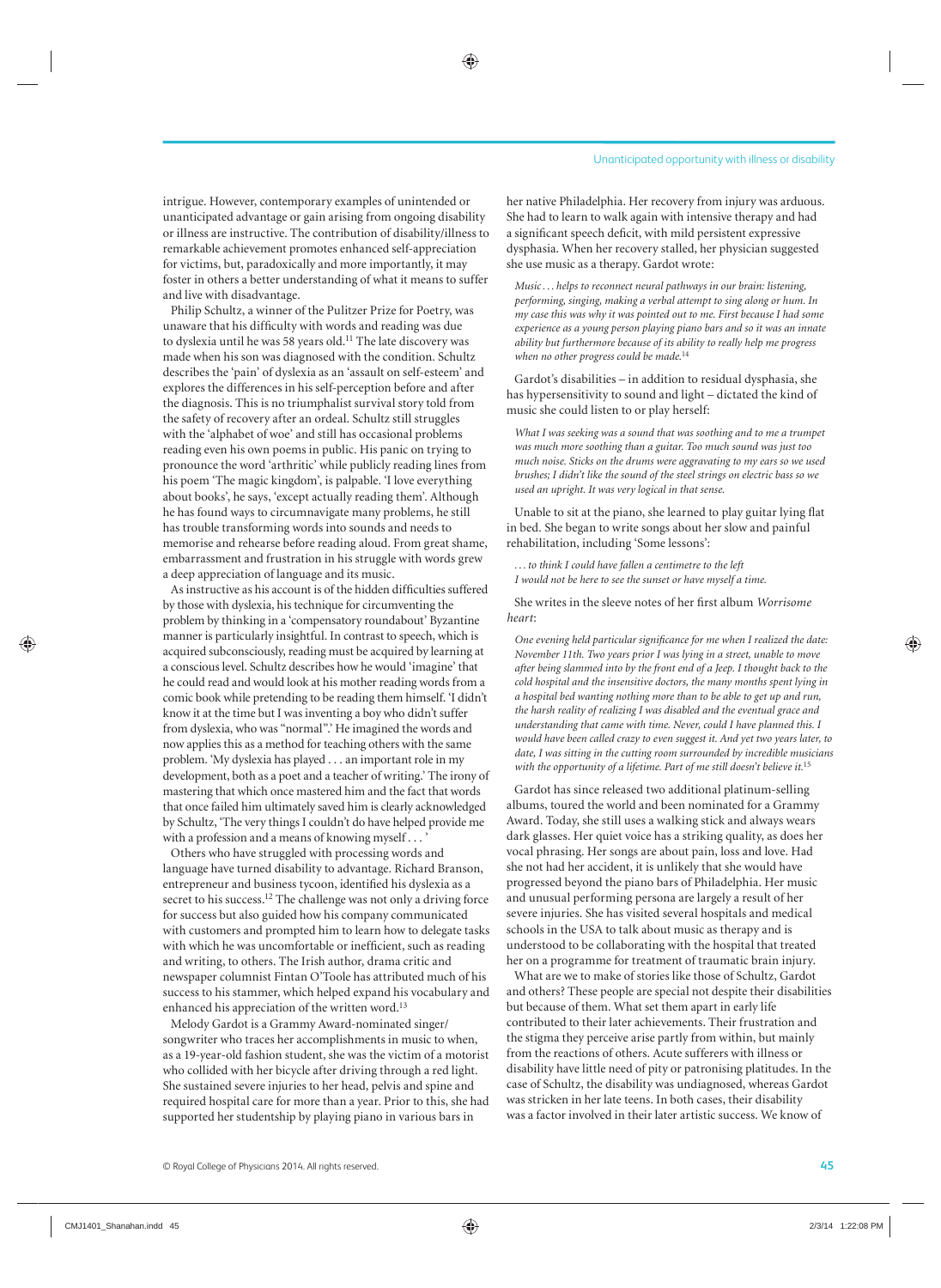intrigue. However, contemporary examples of unintended or unanticipated advantage or gain arising from ongoing disability or illness are instructive. The contribution of disability/illness to remarkable achievement promotes enhanced self-appreciation for victims, but, paradoxically and more importantly, it may foster in others a better understanding of what it means to suffer and live with disadvantage.

Philip Schultz, a winner of the Pulitzer Prize for Poetry, was unaware that his difficulty with words and reading was due to dyslexia until he was 58 years old.[11] The late discovery was made when his son was diagnosed with the condition. Schultz describes the 'pain' of dyslexia as an 'assault on self-esteem' and explores the differences in his self-perception before and after the diagnosis. This is no triumphalist survival story told from the safety of recovery after an ordeal. Schultz still struggles with the 'alphabet of woe' and still has occasional problems reading even his own poems in public. His panic on trying to pronounce the word 'arthritic' while publicly reading lines from his poem 'The magic kingdom', is palpable. 'I love everything about books', he says, 'except actually reading them'. Although he has found ways to circumnavigate many problems, he still has trouble transforming words into sounds and needs to memorise and rehearse before reading aloud. From great shame, embarrassment and frustration in his struggle with words grew a deep appreciation of language and its music.

As instructive as his account is of the hidden difficulties suffered by those with dyslexia, his technique for circumventing the problem by thinking in a 'compensatory roundabout' Byzantine manner is particularly insightful. In contrast to speech, which is acquired subconsciously, reading must be acquired by learning at a conscious level. Schultz describes how he would 'imagine' that he could read and would look at his mother reading words from a comic book while pretending to be reading them himself. 'I didn't know it at the time but I was inventing a boy who didn't suffer from dyslexia, who was "normal".' He imagined the words and now applies this as a method for teaching others with the same problem. 'My dyslexia has played . . . an important role in my development, both as a poet and a teacher of writing.' The irony of mastering that which once mastered him and the fact that words that once failed him ultimately saved him is clearly acknowledged by Schultz, 'The very things I couldn't do have helped provide me with a profession and a means of knowing myself . . . '

Others who have struggled with processing words and language have turned disability to advantage. Richard Branson, entrepreneur and business tycoon, identified his dyslexia as a secret to his success.[12] The challenge was not only a driving force for success but also guided how his company communicated with customers and prompted him to learn how to delegate tasks with which he was uncomfortable or inefficient, such as reading and writing, to others. The Irish author, drama critic and newspaper columnist Fintan O'Toole has attributed much of his success to his stammer, which helped expand his vocabulary and enhanced his appreciation of the written word.[13]

Melody Gardot is a Grammy Award-nominated singer/songwriter who traces her accomplishments in music to when, as a 19-year-old fashion student, she was the victim of a motorist who collided with her bicycle after driving through a red light. She sustained severe injuries to her head, pelvis and spine and required hospital care for more than a year. Prior to this, she had supported her studentship by playing piano in various bars in her native Philadelphia. Her recovery from injury was arduous. She had to learn to walk again with intensive therapy and had a significant speech deficit, with mild persistent expressive dysphasia. When her recovery stalled, her physician suggested she use music as a therapy. Gardot wrote:

> *Music . . . helps to reconnect neural pathways in our brain: listening, performing, singing, making a verbal attempt to sing along or hum. In my case this was why it was pointed out to me. First because I had some experience as a young person playing piano bars and so it was an innate ability but furthermore because of its ability to really help me progress when no other progress could be made.*[14]

Gardot's disabilities – in addition to residual dysphasia, she has hypersensitivity to sound and light – dictated the kind of music she could listen to or play herself:

> *What I was seeking was a sound that was soothing and to me a trumpet was much more soothing than a guitar. Too much sound was just too much noise. Sticks on the drums were aggravating to my ears so we used brushes; I didn't like the sound of the steel strings on electric bass so we used an upright. It was very logical in that sense.*

Unable to sit at the piano, she learned to play guitar lying flat in bed. She began to write songs about her slow and painful rehabilitation, including 'Some lessons':

> *. . . to think I could have fallen a centimetre to the left*
> *I would not be here to see the sunset or have myself a time.*

She writes in the sleeve notes of her first album *Worrisome heart*:

> *One evening held particular significance for me when I realized the date: November 11th. Two years prior I was lying in a street, unable to move after being slammed into by the front end of a Jeep. I thought back to the cold hospital and the insensitive doctors, the many months spent lying in a hospital bed wanting nothing more than to be able to get up and run, the harsh reality of realizing I was disabled and the eventual grace and understanding that came with time. Never, could I have planned this. I would have been called crazy to even suggest it. And yet two years later, to date, I was sitting in the cutting room surrounded by incredible musicians with the opportunity of a lifetime. Part of me still doesn't believe it.*[15]

Gardot has since released two additional platinum-selling albums, toured the world and been nominated for a Grammy Award. Today, she still uses a walking stick and always wears dark glasses. Her quiet voice has a striking quality, as does her vocal phrasing. Her songs are about pain, loss and love. Had she not had her accident, it is unlikely that she would have progressed beyond the piano bars of Philadelphia. Her music and unusual performing persona are largely a result of her severe injuries. She has visited several hospitals and medical schools in the USA to talk about music as therapy and is understood to be collaborating with the hospital that treated her on a programme for treatment of traumatic brain injury.

What are we to make of stories like those of Schultz, Gardot and others? These people are special not despite their disabilities but because of them. What set them apart in early life contributed to their later achievements. Their frustration and the stigma they perceive arise partly from within, but mainly from the reactions of others. Acute sufferers with illness or disability have little need of pity or patronising platitudes. In the case of Schultz, the disability was undiagnosed, whereas Gardot was stricken in her late teens. In both cases, their disability was a factor involved in their later artistic success. We know of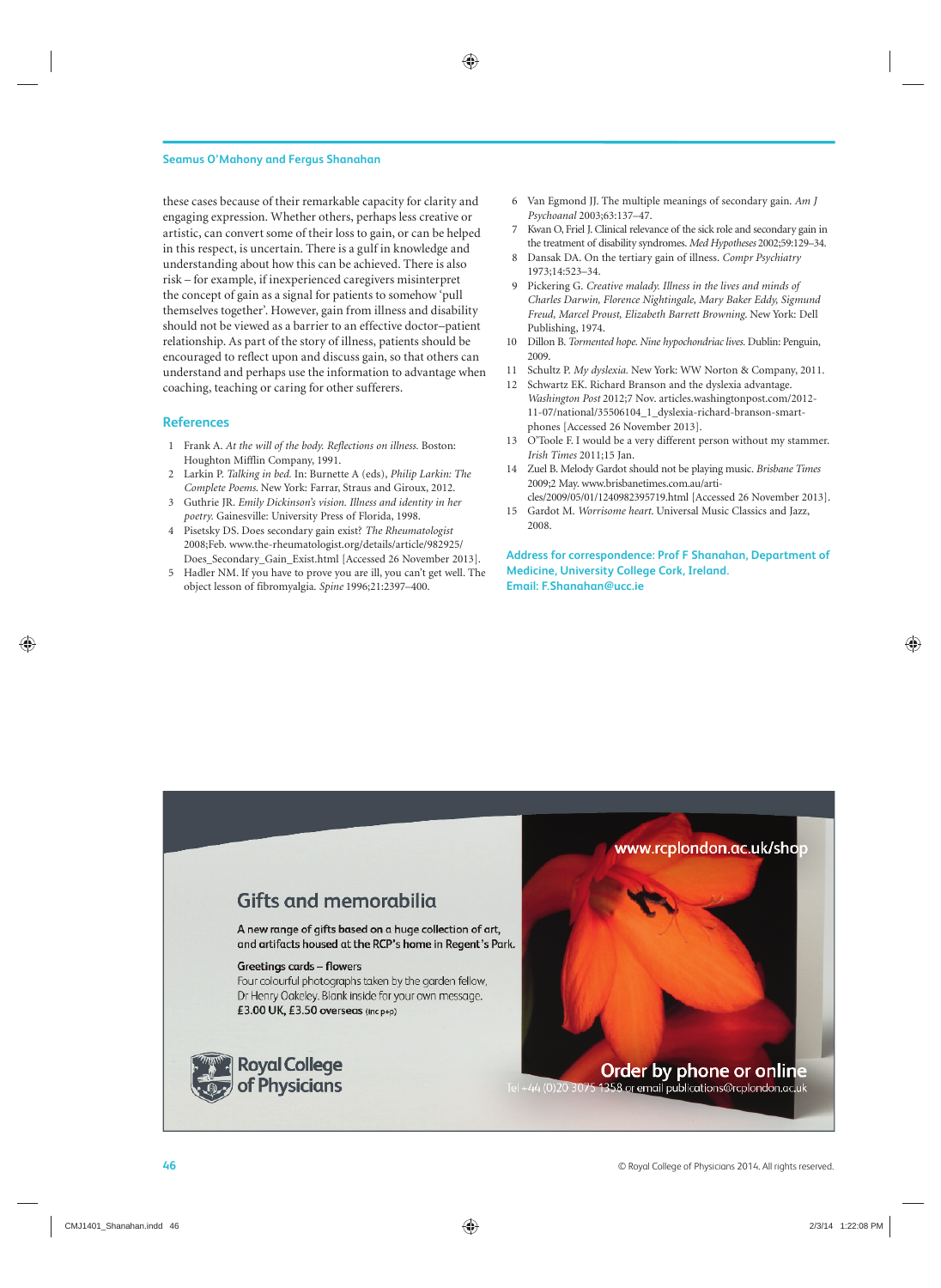these cases because of their remarkable capacity for clarity and engaging expression. Whether others, perhaps less creative or artistic, can convert some of their loss to gain, or can be helped in this respect, is uncertain. There is a gulf in knowledge and understanding about how this can be achieved. There is also risk – for example, if inexperienced caregivers misinterpret the concept of gain as a signal for patients to somehow 'pull themselves together'. However, gain from illness and disability should not be viewed as a barrier to an effective doctor–patient relationship. As part of the story of illness, patients should be encouraged to reflect upon and discuss gain, so that others can understand and perhaps use the information to advantage when coaching, teaching or caring for other sufferers.

## References

1. Frank A. *At the will of the body. Reflections on illness.* Boston: Houghton Mifflin Company, 1991.
2. Larkin P. *Talking in bed.* In: Burnette A (eds), *Philip Larkin: The Complete Poems.* New York: Farrar, Straus and Giroux, 2012.
3. Guthrie JR. *Emily Dickinson's vision. Illness and identity in her poetry.* Gainesville: University Press of Florida, 1998.
4. Pisetsky DS. Does secondary gain exist? *The Rheumatologist* 2008;Feb. www.the-rheumatologist.org/details/article/982925/Does_Secondary_Gain_Exist.html [Accessed 26 November 2013].
5. Hadler NM. If you have to prove you are ill, you can't get well. The object lesson of fibromyalgia. *Spine* 1996;21:2397–400.
6. Van Egmond JJ. The multiple meanings of secondary gain. *Am J Psychoanal* 2003;63:137–47.
7. Kwan O, Friel J. Clinical relevance of the sick role and secondary gain in the treatment of disability syndromes. *Med Hypotheses* 2002;59:129–34.
8. Dansak DA. On the tertiary gain of illness. *Compr Psychiatry* 1973;14:523–34.
9. Pickering G. *Creative malady. Illness in the lives and minds of Charles Darwin, Florence Nightingale, Mary Baker Eddy, Sigmund Freud, Marcel Proust, Elizabeth Barrett Browning.* New York: Dell Publishing, 1974.
10. Dillon B. *Tormented hope. Nine hypochondriac lives.* Dublin: Penguin, 2009.
11. Schultz P. *My dyslexia.* New York: WW Norton & Company, 2011.
12. Schwartz EK. Richard Branson and the dyslexia advantage. *Washington Post* 2012;7 Nov. articles.washingtonpost.com/2012-11-07/national/35506104_1_dyslexia-richard-branson-smart-phones [Accessed 26 November 2013].
13. O'Toole F. I would be a very different person without my stammer. *Irish Times* 2011;15 Jan.
14. Zuel B. Melody Gardot should not be playing music. *Brisbane Times* 2009;2 May. www.brisbanetimes.com.au/articles/2009/05/01/1240982395719.html [Accessed 26 November 2013].
15. Gardot M. *Worrisome heart.* Universal Music Classics and Jazz, 2008.

**Address for correspondence: Prof F Shanahan, Department of Medicine, University College Cork, Ireland.**
**Email: F.Shanahan@ucc.ie**

**Gifts and memorabilia**

A new range of gifts based on a huge collection of art, and artifacts housed at the RCP's home in Regent's Park.

**Greetings cards – flowers**
Four colourful photographs taken by the garden fellow, Dr Henry Oakeley. Blank inside for your own message.
**£3.00 UK, £3.50 overseas** (inc p+p)

Royal College of Physicians

www.rcplondon.ac.uk/shop

**Order by phone or online**
Tel +44 (0)20 3075 1358 or email publications@rcplondon.ac.uk

© Royal College of Physicians 2014. All rights reserved.